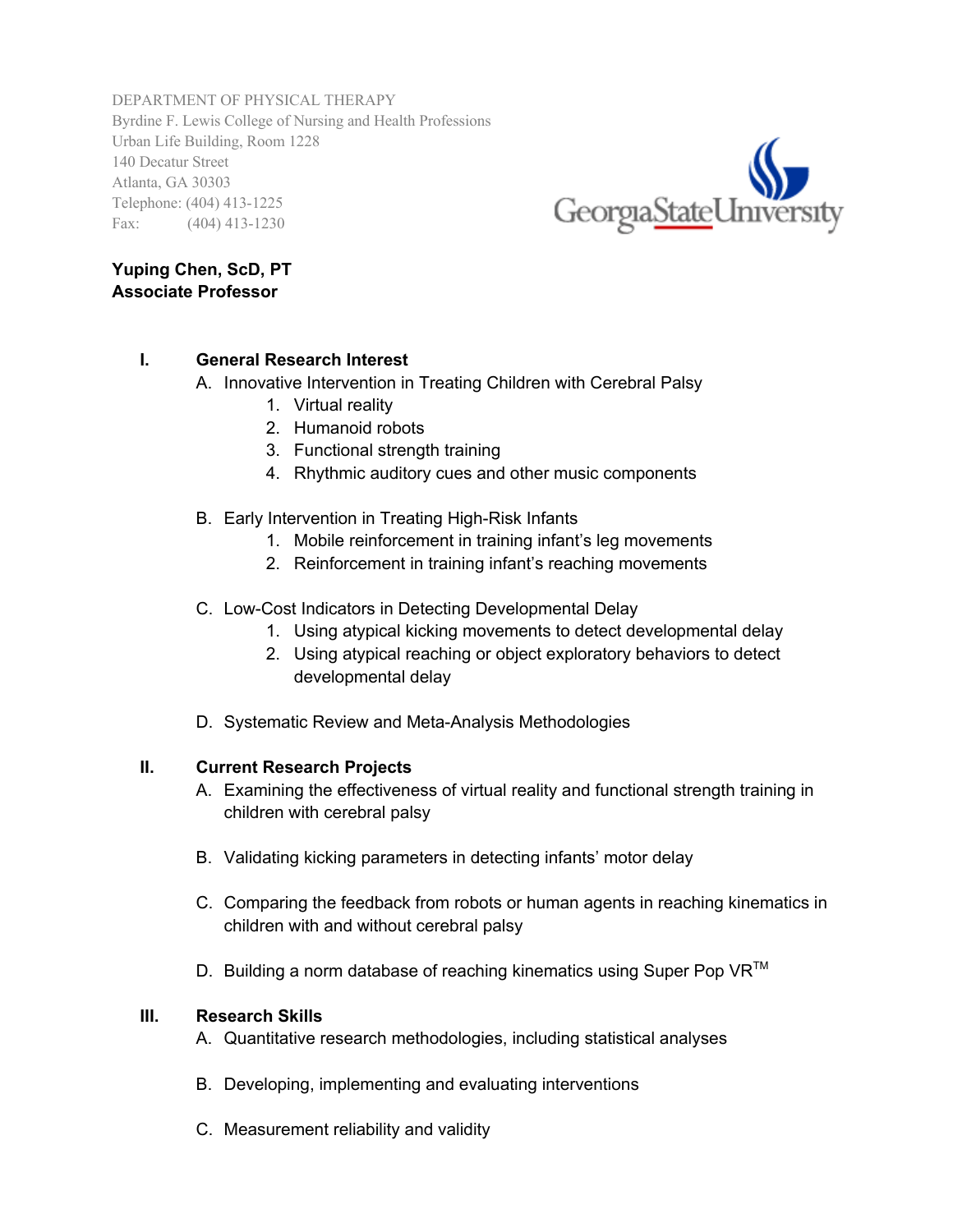DEPARTMENT OF PHYSICAL THERAPY
Byrdine F. Lewis College of Nursing and Health Professions
Urban Life Building, Room 1228
140 Decatur Street
Atlanta, GA 30303
Telephone: (404) 413-1225
Fax: (404) 413-1230

GeorgiaStateUniversity

**Yuping Chen, ScD, PT**
**Associate Professor**

## I. General Research Interest

A. Innovative Intervention in Treating Children with Cerebral Palsy
   1. Virtual reality
   2. Humanoid robots
   3. Functional strength training
   4. Rhythmic auditory cues and other music components

B. Early Intervention in Treating High-Risk Infants
   1. Mobile reinforcement in training infant's leg movements
   2. Reinforcement in training infant's reaching movements

C. Low-Cost Indicators in Detecting Developmental Delay
   1. Using atypical kicking movements to detect developmental delay
   2. Using atypical reaching or object exploratory behaviors to detect developmental delay

D. Systematic Review and Meta-Analysis Methodologies

## II. Current Research Projects

A. Examining the effectiveness of virtual reality and functional strength training in children with cerebral palsy

B. Validating kicking parameters in detecting infants' motor delay

C. Comparing the feedback from robots or human agents in reaching kinematics in children with and without cerebral palsy

D. Building a norm database of reaching kinematics using Super Pop VR™

## III. Research Skills

A. Quantitative research methodologies, including statistical analyses

B. Developing, implementing and evaluating interventions

C. Measurement reliability and validity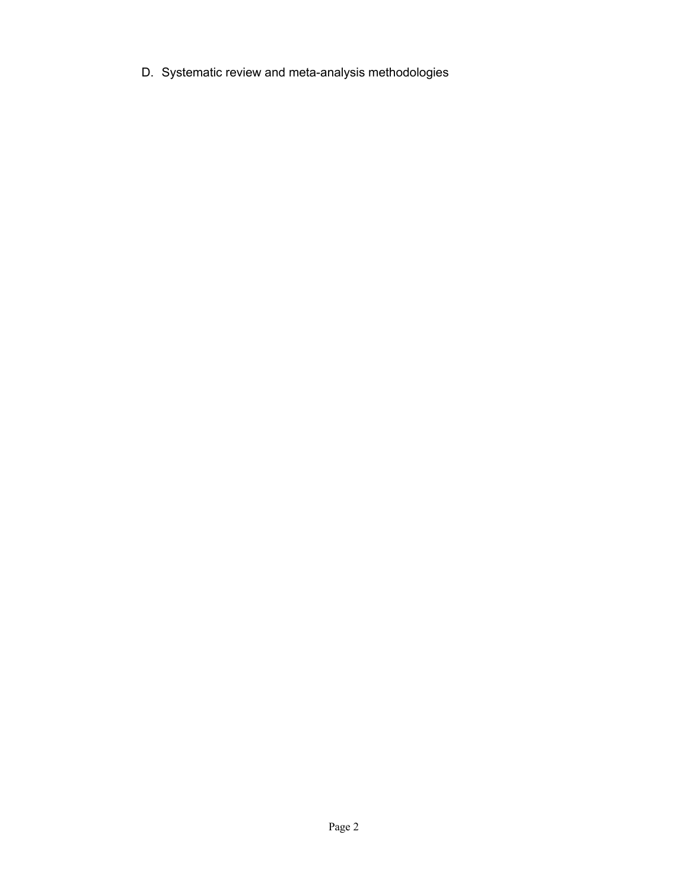D. Systematic review and meta-analysis methodologies